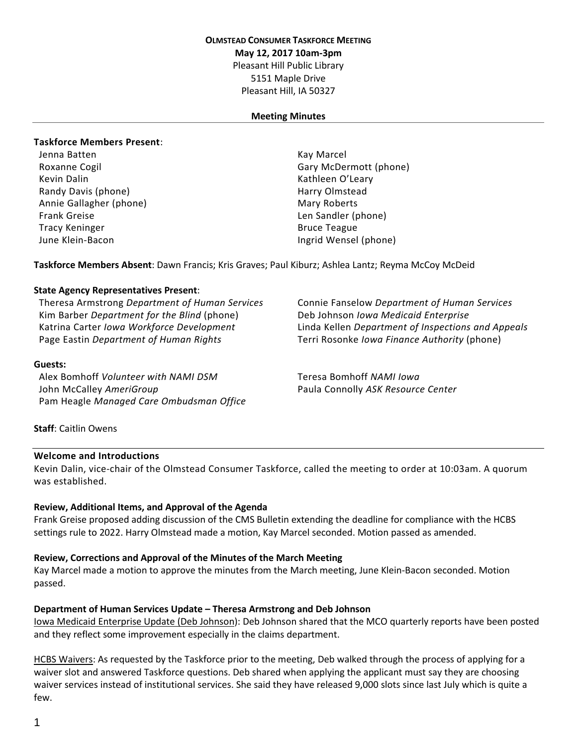**OLMSTEAD CONSUMER TASKFORCE MEETING**
**May 12, 2017 10am-3pm**
Pleasant Hill Public Library
5151 Maple Drive
Pleasant Hill, IA 50327

**Meeting Minutes**

---

**Taskforce Members Present**:

Jenna Batten
Roxanne Cogil
Kevin Dalin
Randy Davis (phone)
Annie Gallagher (phone)
Frank Greise
Tracy Keninger
June Klein-Bacon
Kay Marcel
Gary McDermott (phone)
Kathleen O'Leary
Harry Olmstead
Mary Roberts
Len Sandler (phone)
Bruce Teague
Ingrid Wensel (phone)

**Taskforce Members Absent**: Dawn Francis; Kris Graves; Paul Kiburz; Ashlea Lantz; Reyma McCoy McDeid

**State Agency Representatives Present**:

Theresa Armstrong *Department of Human Services*
Kim Barber *Department for the Blind* (phone)
Katrina Carter *Iowa Workforce Development*
Page Eastin *Department of Human Rights*
Connie Fanselow *Department of Human Services*
Deb Johnson *Iowa Medicaid Enterprise*
Linda Kellen *Department of Inspections and Appeals*
Terri Rosonke *Iowa Finance Authority* (phone)

**Guests:**

Alex Bomhoff *Volunteer with NAMI DSM*
John McCalley *AmeriGroup*
Pam Heagle *Managed Care Ombudsman Office*
Teresa Bomhoff *NAMI Iowa*
Paula Connolly *ASK Resource Center*

**Staff**: Caitlin Owens

---

**Welcome and Introductions**

Kevin Dalin, vice-chair of the Olmstead Consumer Taskforce, called the meeting to order at 10:03am. A quorum was established.

**Review, Additional Items, and Approval of the Agenda**

Frank Greise proposed adding discussion of the CMS Bulletin extending the deadline for compliance with the HCBS settings rule to 2022. Harry Olmstead made a motion, Kay Marcel seconded. Motion passed as amended.

**Review, Corrections and Approval of the Minutes of the March Meeting**

Kay Marcel made a motion to approve the minutes from the March meeting, June Klein-Bacon seconded. Motion passed.

**Department of Human Services Update – Theresa Armstrong and Deb Johnson**

Iowa Medicaid Enterprise Update (Deb Johnson): Deb Johnson shared that the MCO quarterly reports have been posted and they reflect some improvement especially in the claims department.

HCBS Waivers: As requested by the Taskforce prior to the meeting, Deb walked through the process of applying for a waiver slot and answered Taskforce questions. Deb shared when applying the applicant must say they are choosing waiver services instead of institutional services. She said they have released 9,000 slots since last July which is quite a few.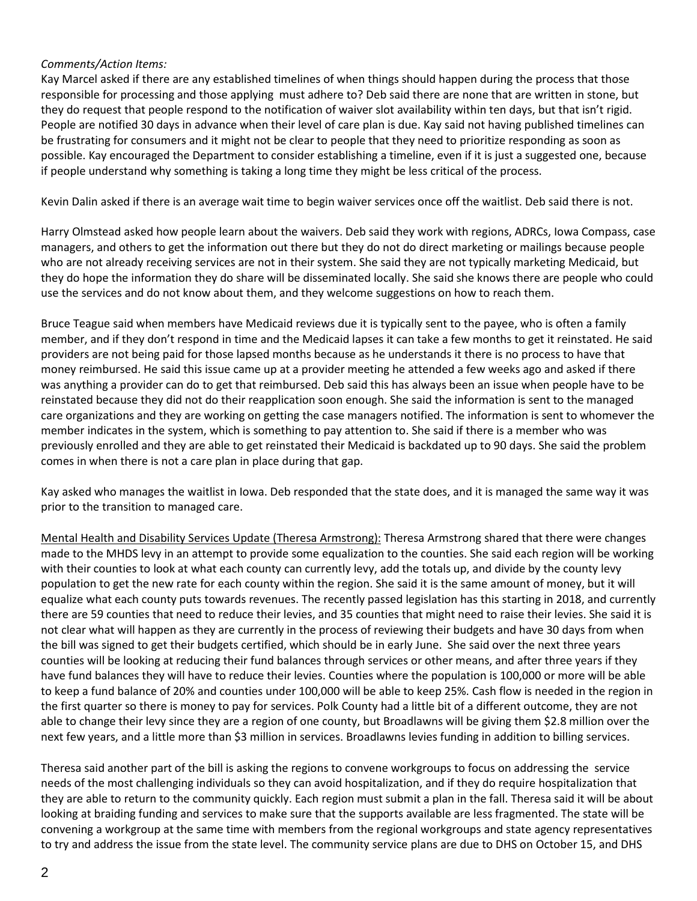*Comments/Action Items:*

Kay Marcel asked if there are any established timelines of when things should happen during the process that those responsible for processing and those applying must adhere to? Deb said there are none that are written in stone, but they do request that people respond to the notification of waiver slot availability within ten days, but that isn't rigid. People are notified 30 days in advance when their level of care plan is due. Kay said not having published timelines can be frustrating for consumers and it might not be clear to people that they need to prioritize responding as soon as possible. Kay encouraged the Department to consider establishing a timeline, even if it is just a suggested one, because if people understand why something is taking a long time they might be less critical of the process.

Kevin Dalin asked if there is an average wait time to begin waiver services once off the waitlist. Deb said there is not.

Harry Olmstead asked how people learn about the waivers. Deb said they work with regions, ADRCs, Iowa Compass, case managers, and others to get the information out there but they do not do direct marketing or mailings because people who are not already receiving services are not in their system. She said they are not typically marketing Medicaid, but they do hope the information they do share will be disseminated locally. She said she knows there are people who could use the services and do not know about them, and they welcome suggestions on how to reach them.

Bruce Teague said when members have Medicaid reviews due it is typically sent to the payee, who is often a family member, and if they don't respond in time and the Medicaid lapses it can take a few months to get it reinstated. He said providers are not being paid for those lapsed months because as he understands it there is no process to have that money reimbursed. He said this issue came up at a provider meeting he attended a few weeks ago and asked if there was anything a provider can do to get that reimbursed. Deb said this has always been an issue when people have to be reinstated because they did not do their reapplication soon enough. She said the information is sent to the managed care organizations and they are working on getting the case managers notified. The information is sent to whomever the member indicates in the system, which is something to pay attention to. She said if there is a member who was previously enrolled and they are able to get reinstated their Medicaid is backdated up to 90 days. She said the problem comes in when there is not a care plan in place during that gap.

Kay asked who manages the waitlist in Iowa. Deb responded that the state does, and it is managed the same way it was prior to the transition to managed care.

Mental Health and Disability Services Update (Theresa Armstrong): Theresa Armstrong shared that there were changes made to the MHDS levy in an attempt to provide some equalization to the counties. She said each region will be working with their counties to look at what each county can currently levy, add the totals up, and divide by the county levy population to get the new rate for each county within the region. She said it is the same amount of money, but it will equalize what each county puts towards revenues. The recently passed legislation has this starting in 2018, and currently there are 59 counties that need to reduce their levies, and 35 counties that might need to raise their levies. She said it is not clear what will happen as they are currently in the process of reviewing their budgets and have 30 days from when the bill was signed to get their budgets certified, which should be in early June. She said over the next three years counties will be looking at reducing their fund balances through services or other means, and after three years if they have fund balances they will have to reduce their levies. Counties where the population is 100,000 or more will be able to keep a fund balance of 20% and counties under 100,000 will be able to keep 25%. Cash flow is needed in the region in the first quarter so there is money to pay for services. Polk County had a little bit of a different outcome, they are not able to change their levy since they are a region of one county, but Broadlawns will be giving them \$2.8 million over the next few years, and a little more than \$3 million in services. Broadlawns levies funding in addition to billing services.

Theresa said another part of the bill is asking the regions to convene workgroups to focus on addressing the service needs of the most challenging individuals so they can avoid hospitalization, and if they do require hospitalization that they are able to return to the community quickly. Each region must submit a plan in the fall. Theresa said it will be about looking at braiding funding and services to make sure that the supports available are less fragmented. The state will be convening a workgroup at the same time with members from the regional workgroups and state agency representatives to try and address the issue from the state level. The community service plans are due to DHS on October 15, and DHS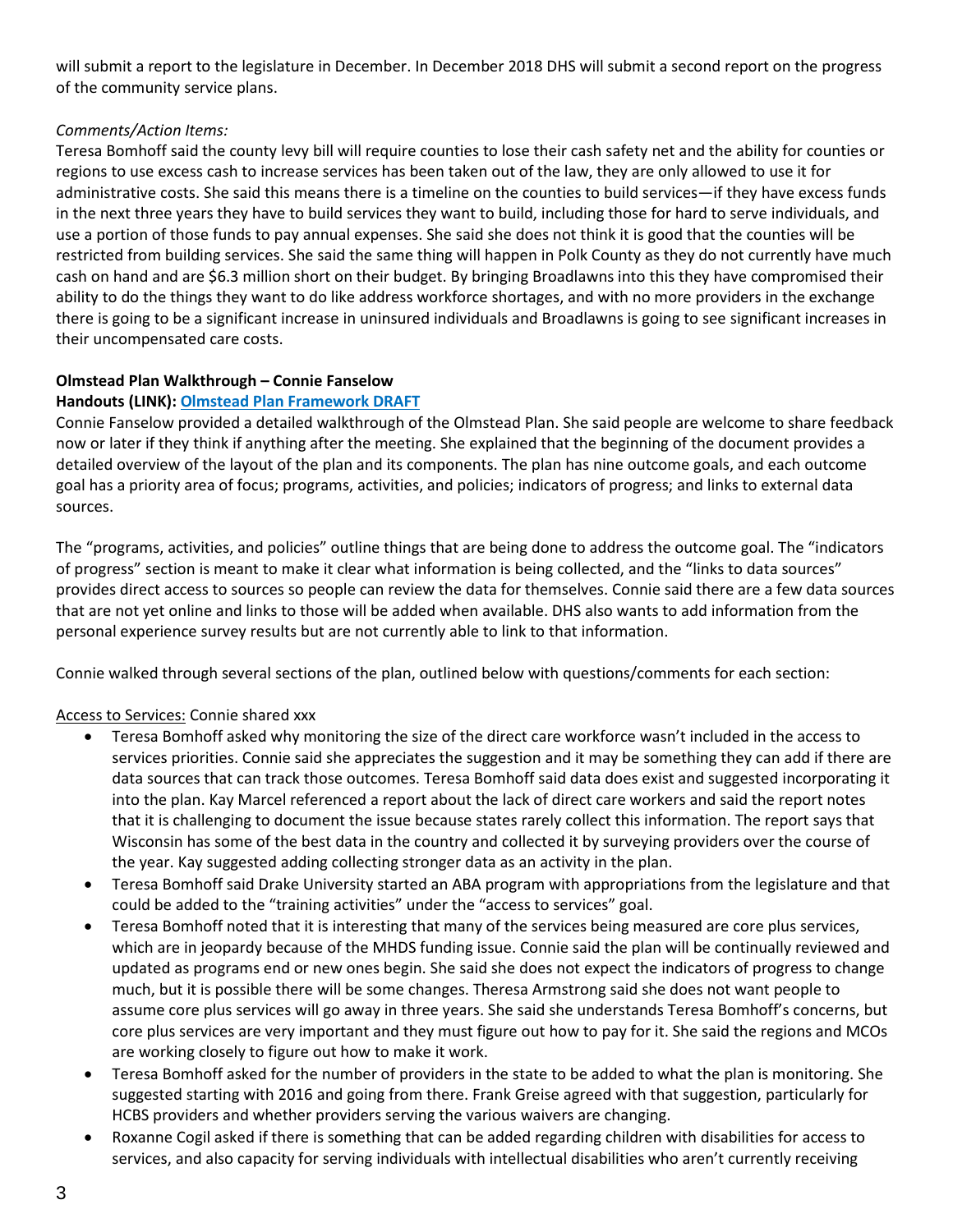will submit a report to the legislature in December. In December 2018 DHS will submit a second report on the progress of the community service plans.

*Comments/Action Items:*

Teresa Bomhoff said the county levy bill will require counties to lose their cash safety net and the ability for counties or regions to use excess cash to increase services has been taken out of the law, they are only allowed to use it for administrative costs. She said this means there is a timeline on the counties to build services—if they have excess funds in the next three years they have to build services they want to build, including those for hard to serve individuals, and use a portion of those funds to pay annual expenses. She said she does not think it is good that the counties will be restricted from building services. She said the same thing will happen in Polk County as they do not currently have much cash on hand and are $6.3 million short on their budget. By bringing Broadlawns into this they have compromised their ability to do the things they want to do like address workforce shortages, and with no more providers in the exchange there is going to be a significant increase in uninsured individuals and Broadlawns is going to see significant increases in their uncompensated care costs.

**Olmstead Plan Walkthrough – Connie Fanselow**

**Handouts (LINK): Olmstead Plan Framework DRAFT**

Connie Fanselow provided a detailed walkthrough of the Olmstead Plan. She said people are welcome to share feedback now or later if they think if anything after the meeting. She explained that the beginning of the document provides a detailed overview of the layout of the plan and its components. The plan has nine outcome goals, and each outcome goal has a priority area of focus; programs, activities, and policies; indicators of progress; and links to external data sources.

The "programs, activities, and policies" outline things that are being done to address the outcome goal. The "indicators of progress" section is meant to make it clear what information is being collected, and the "links to data sources" provides direct access to sources so people can review the data for themselves. Connie said there are a few data sources that are not yet online and links to those will be added when available. DHS also wants to add information from the personal experience survey results but are not currently able to link to that information.

Connie walked through several sections of the plan, outlined below with questions/comments for each section:

<u>Access to Services:</u> Connie shared xxx

- Teresa Bomhoff asked why monitoring the size of the direct care workforce wasn't included in the access to services priorities. Connie said she appreciates the suggestion and it may be something they can add if there are data sources that can track those outcomes. Teresa Bomhoff said data does exist and suggested incorporating it into the plan. Kay Marcel referenced a report about the lack of direct care workers and said the report notes that it is challenging to document the issue because states rarely collect this information. The report says that Wisconsin has some of the best data in the country and collected it by surveying providers over the course of the year. Kay suggested adding collecting stronger data as an activity in the plan.
- Teresa Bomhoff said Drake University started an ABA program with appropriations from the legislature and that could be added to the "training activities" under the "access to services" goal.
- Teresa Bomhoff noted that it is interesting that many of the services being measured are core plus services, which are in jeopardy because of the MHDS funding issue. Connie said the plan will be continually reviewed and updated as programs end or new ones begin. She said she does not expect the indicators of progress to change much, but it is possible there will be some changes. Theresa Armstrong said she does not want people to assume core plus services will go away in three years. She said she understands Teresa Bomhoff's concerns, but core plus services are very important and they must figure out how to pay for it. She said the regions and MCOs are working closely to figure out how to make it work.
- Teresa Bomhoff asked for the number of providers in the state to be added to what the plan is monitoring. She suggested starting with 2016 and going from there. Frank Greise agreed with that suggestion, particularly for HCBS providers and whether providers serving the various waivers are changing.
- Roxanne Cogil asked if there is something that can be added regarding children with disabilities for access to services, and also capacity for serving individuals with intellectual disabilities who aren't currently receiving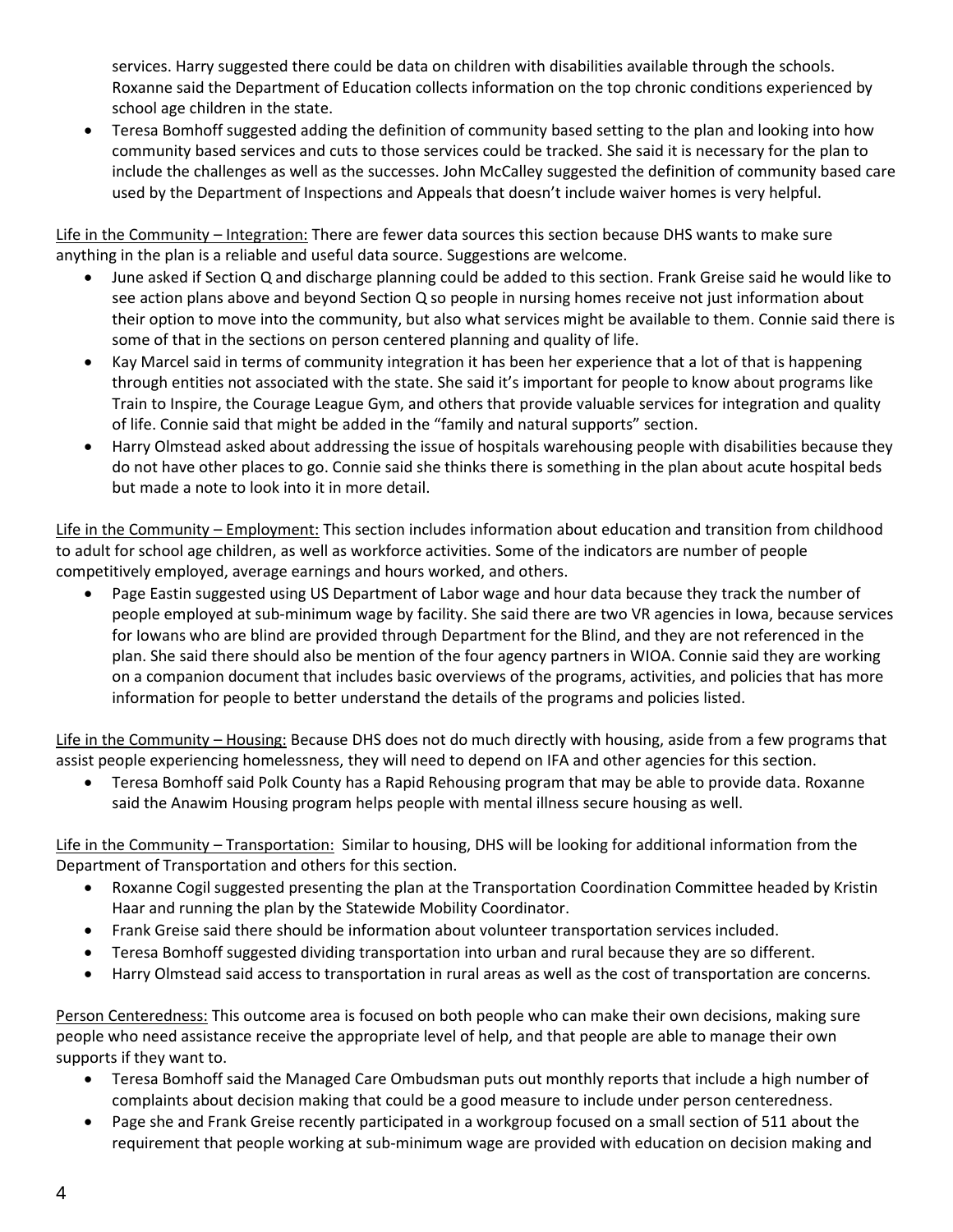services. Harry suggested there could be data on children with disabilities available through the schools. Roxanne said the Department of Education collects information on the top chronic conditions experienced by school age children in the state.

- Teresa Bomhoff suggested adding the definition of community based setting to the plan and looking into how community based services and cuts to those services could be tracked. She said it is necessary for the plan to include the challenges as well as the successes. John McCalley suggested the definition of community based care used by the Department of Inspections and Appeals that doesn't include waiver homes is very helpful.

<u>Life in the Community – Integration:</u> There are fewer data sources this section because DHS wants to make sure anything in the plan is a reliable and useful data source. Suggestions are welcome.

- June asked if Section Q and discharge planning could be added to this section. Frank Greise said he would like to see action plans above and beyond Section Q so people in nursing homes receive not just information about their option to move into the community, but also what services might be available to them. Connie said there is some of that in the sections on person centered planning and quality of life.
- Kay Marcel said in terms of community integration it has been her experience that a lot of that is happening through entities not associated with the state. She said it's important for people to know about programs like Train to Inspire, the Courage League Gym, and others that provide valuable services for integration and quality of life. Connie said that might be added in the "family and natural supports" section.
- Harry Olmstead asked about addressing the issue of hospitals warehousing people with disabilities because they do not have other places to go. Connie said she thinks there is something in the plan about acute hospital beds but made a note to look into it in more detail.

<u>Life in the Community – Employment:</u> This section includes information about education and transition from childhood to adult for school age children, as well as workforce activities. Some of the indicators are number of people competitively employed, average earnings and hours worked, and others.

- Page Eastin suggested using US Department of Labor wage and hour data because they track the number of people employed at sub-minimum wage by facility. She said there are two VR agencies in Iowa, because services for Iowans who are blind are provided through Department for the Blind, and they are not referenced in the plan. She said there should also be mention of the four agency partners in WIOA. Connie said they are working on a companion document that includes basic overviews of the programs, activities, and policies that has more information for people to better understand the details of the programs and policies listed.

<u>Life in the Community – Housing:</u> Because DHS does not do much directly with housing, aside from a few programs that assist people experiencing homelessness, they will need to depend on IFA and other agencies for this section.

- Teresa Bomhoff said Polk County has a Rapid Rehousing program that may be able to provide data. Roxanne said the Anawim Housing program helps people with mental illness secure housing as well.

<u>Life in the Community – Transportation:</u> Similar to housing, DHS will be looking for additional information from the Department of Transportation and others for this section.

- Roxanne Cogil suggested presenting the plan at the Transportation Coordination Committee headed by Kristin Haar and running the plan by the Statewide Mobility Coordinator.
- Frank Greise said there should be information about volunteer transportation services included.
- Teresa Bomhoff suggested dividing transportation into urban and rural because they are so different.
- Harry Olmstead said access to transportation in rural areas as well as the cost of transportation are concerns.

<u>Person Centeredness:</u> This outcome area is focused on both people who can make their own decisions, making sure people who need assistance receive the appropriate level of help, and that people are able to manage their own supports if they want to.

- Teresa Bomhoff said the Managed Care Ombudsman puts out monthly reports that include a high number of complaints about decision making that could be a good measure to include under person centeredness.
- Page she and Frank Greise recently participated in a workgroup focused on a small section of 511 about the requirement that people working at sub-minimum wage are provided with education on decision making and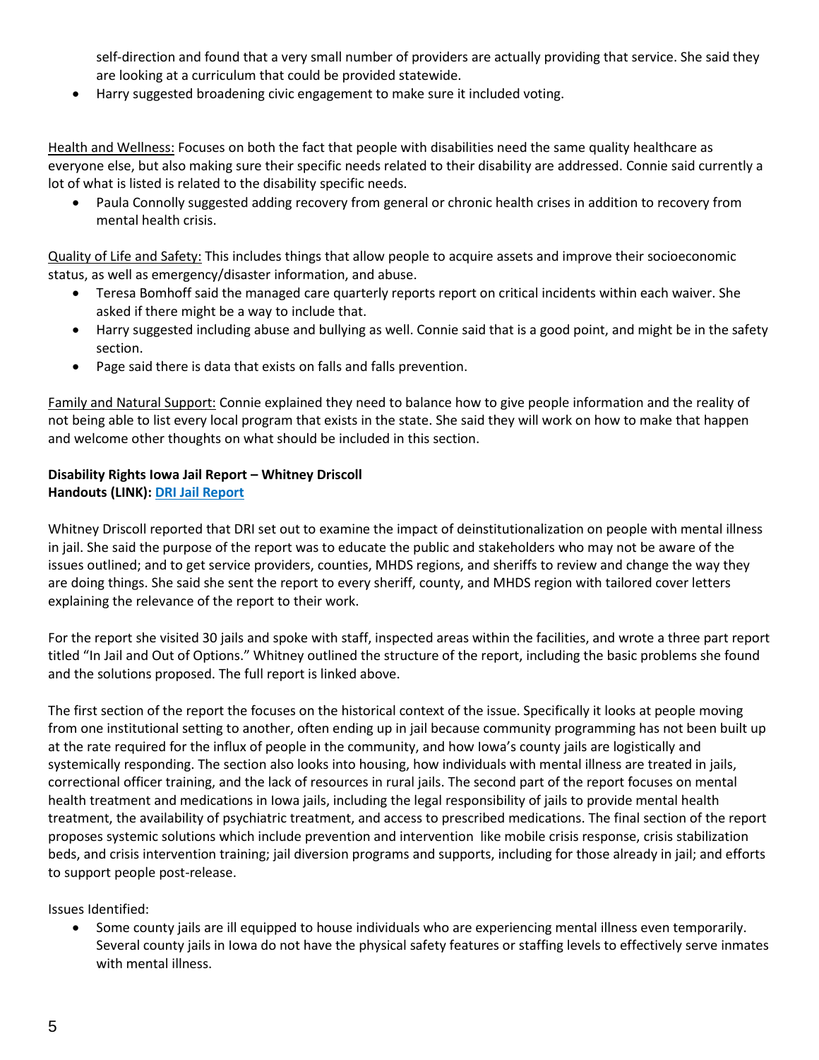self-direction and found that a very small number of providers are actually providing that service. She said they are looking at a curriculum that could be provided statewide.

- Harry suggested broadening civic engagement to make sure it included voting.

Health and Wellness: Focuses on both the fact that people with disabilities need the same quality healthcare as everyone else, but also making sure their specific needs related to their disability are addressed. Connie said currently a lot of what is listed is related to the disability specific needs.

- Paula Connolly suggested adding recovery from general or chronic health crises in addition to recovery from mental health crisis.

Quality of Life and Safety: This includes things that allow people to acquire assets and improve their socioeconomic status, as well as emergency/disaster information, and abuse.

- Teresa Bomhoff said the managed care quarterly reports report on critical incidents within each waiver. She asked if there might be a way to include that.
- Harry suggested including abuse and bullying as well. Connie said that is a good point, and might be in the safety section.
- Page said there is data that exists on falls and falls prevention.

Family and Natural Support: Connie explained they need to balance how to give people information and the reality of not being able to list every local program that exists in the state. She said they will work on how to make that happen and welcome other thoughts on what should be included in this section.

**Disability Rights Iowa Jail Report – Whitney Driscoll**
**Handouts (LINK): DRI Jail Report**

Whitney Driscoll reported that DRI set out to examine the impact of deinstitutionalization on people with mental illness in jail. She said the purpose of the report was to educate the public and stakeholders who may not be aware of the issues outlined; and to get service providers, counties, MHDS regions, and sheriffs to review and change the way they are doing things. She said she sent the report to every sheriff, county, and MHDS region with tailored cover letters explaining the relevance of the report to their work.

For the report she visited 30 jails and spoke with staff, inspected areas within the facilities, and wrote a three part report titled "In Jail and Out of Options." Whitney outlined the structure of the report, including the basic problems she found and the solutions proposed. The full report is linked above.

The first section of the report the focuses on the historical context of the issue. Specifically it looks at people moving from one institutional setting to another, often ending up in jail because community programming has not been built up at the rate required for the influx of people in the community, and how Iowa's county jails are logistically and systemically responding. The section also looks into housing, how individuals with mental illness are treated in jails, correctional officer training, and the lack of resources in rural jails. The second part of the report focuses on mental health treatment and medications in Iowa jails, including the legal responsibility of jails to provide mental health treatment, the availability of psychiatric treatment, and access to prescribed medications. The final section of the report proposes systemic solutions which include prevention and intervention like mobile crisis response, crisis stabilization beds, and crisis intervention training; jail diversion programs and supports, including for those already in jail; and efforts to support people post-release.

Issues Identified:

- Some county jails are ill equipped to house individuals who are experiencing mental illness even temporarily. Several county jails in Iowa do not have the physical safety features or staffing levels to effectively serve inmates with mental illness.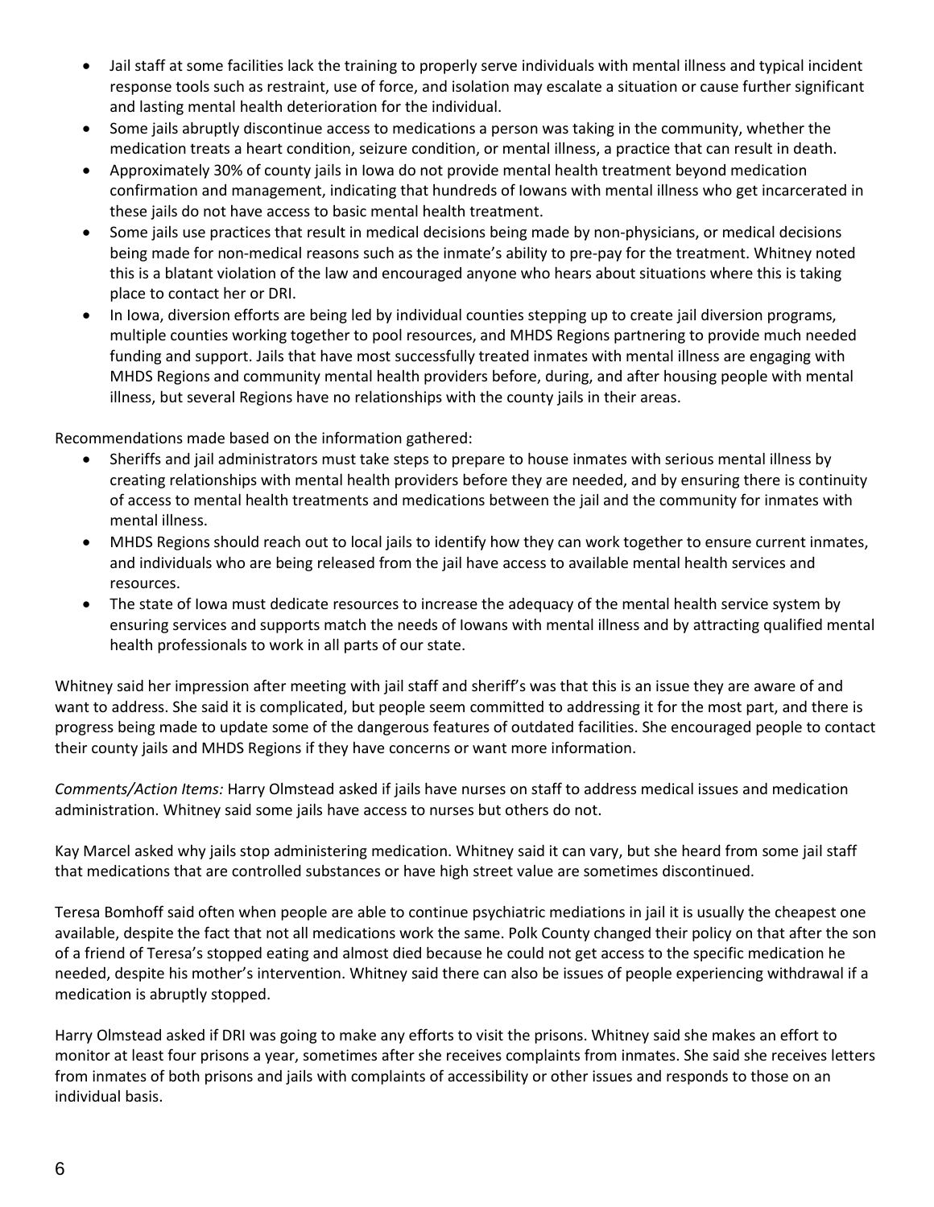- Jail staff at some facilities lack the training to properly serve individuals with mental illness and typical incident response tools such as restraint, use of force, and isolation may escalate a situation or cause further significant and lasting mental health deterioration for the individual.
- Some jails abruptly discontinue access to medications a person was taking in the community, whether the medication treats a heart condition, seizure condition, or mental illness, a practice that can result in death.
- Approximately 30% of county jails in Iowa do not provide mental health treatment beyond medication confirmation and management, indicating that hundreds of Iowans with mental illness who get incarcerated in these jails do not have access to basic mental health treatment.
- Some jails use practices that result in medical decisions being made by non-physicians, or medical decisions being made for non-medical reasons such as the inmate's ability to pre-pay for the treatment. Whitney noted this is a blatant violation of the law and encouraged anyone who hears about situations where this is taking place to contact her or DRI.
- In Iowa, diversion efforts are being led by individual counties stepping up to create jail diversion programs, multiple counties working together to pool resources, and MHDS Regions partnering to provide much needed funding and support. Jails that have most successfully treated inmates with mental illness are engaging with MHDS Regions and community mental health providers before, during, and after housing people with mental illness, but several Regions have no relationships with the county jails in their areas.

Recommendations made based on the information gathered:

- Sheriffs and jail administrators must take steps to prepare to house inmates with serious mental illness by creating relationships with mental health providers before they are needed, and by ensuring there is continuity of access to mental health treatments and medications between the jail and the community for inmates with mental illness.
- MHDS Regions should reach out to local jails to identify how they can work together to ensure current inmates, and individuals who are being released from the jail have access to available mental health services and resources.
- The state of Iowa must dedicate resources to increase the adequacy of the mental health service system by ensuring services and supports match the needs of Iowans with mental illness and by attracting qualified mental health professionals to work in all parts of our state.

Whitney said her impression after meeting with jail staff and sheriff's was that this is an issue they are aware of and want to address. She said it is complicated, but people seem committed to addressing it for the most part, and there is progress being made to update some of the dangerous features of outdated facilities. She encouraged people to contact their county jails and MHDS Regions if they have concerns or want more information.

*Comments/Action Items:* Harry Olmstead asked if jails have nurses on staff to address medical issues and medication administration. Whitney said some jails have access to nurses but others do not.

Kay Marcel asked why jails stop administering medication. Whitney said it can vary, but she heard from some jail staff that medications that are controlled substances or have high street value are sometimes discontinued.

Teresa Bomhoff said often when people are able to continue psychiatric mediations in jail it is usually the cheapest one available, despite the fact that not all medications work the same. Polk County changed their policy on that after the son of a friend of Teresa's stopped eating and almost died because he could not get access to the specific medication he needed, despite his mother's intervention. Whitney said there can also be issues of people experiencing withdrawal if a medication is abruptly stopped.

Harry Olmstead asked if DRI was going to make any efforts to visit the prisons. Whitney said she makes an effort to monitor at least four prisons a year, sometimes after she receives complaints from inmates. She said she receives letters from inmates of both prisons and jails with complaints of accessibility or other issues and responds to those on an individual basis.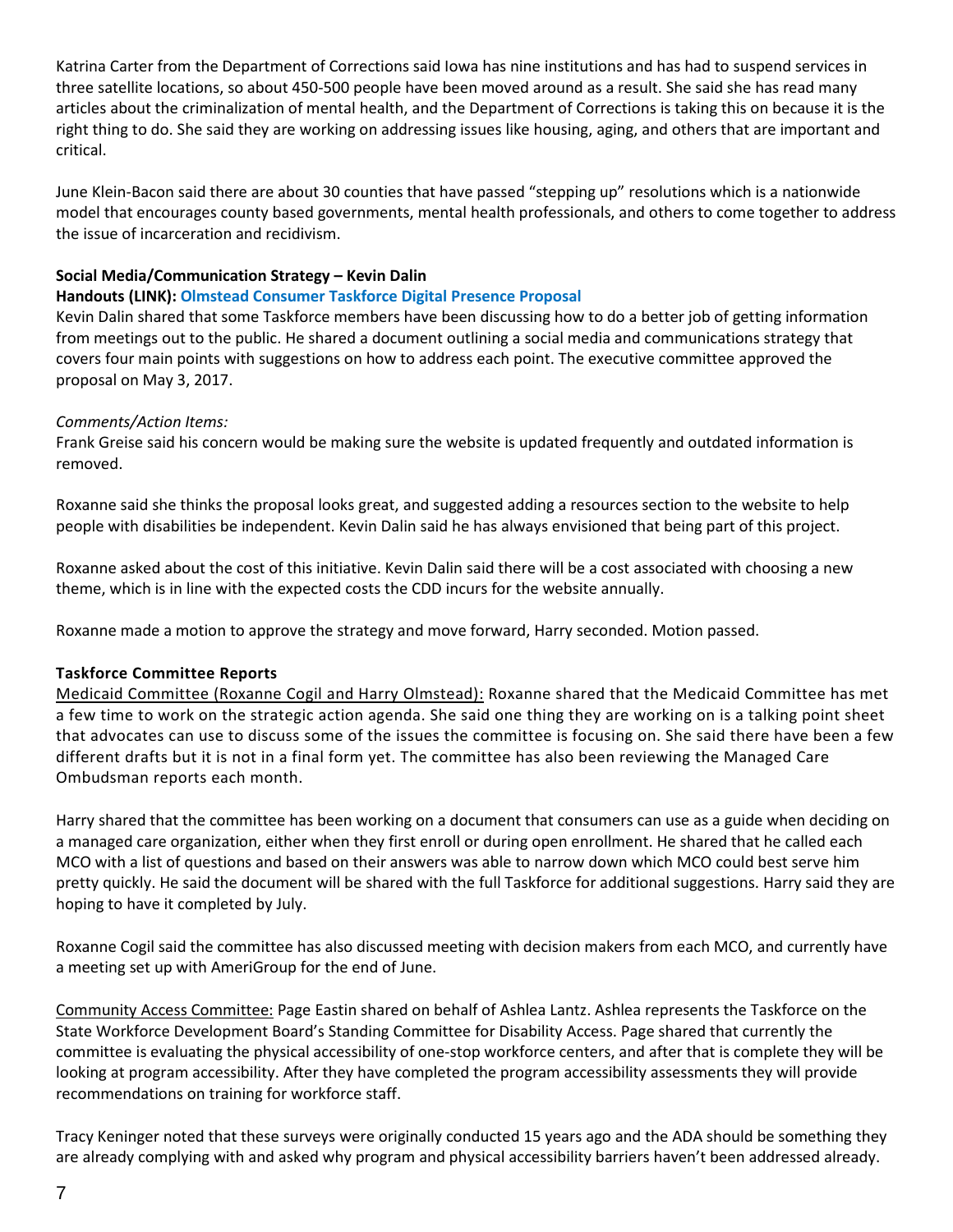Katrina Carter from the Department of Corrections said Iowa has nine institutions and has had to suspend services in three satellite locations, so about 450-500 people have been moved around as a result. She said she has read many articles about the criminalization of mental health, and the Department of Corrections is taking this on because it is the right thing to do. She said they are working on addressing issues like housing, aging, and others that are important and critical.

June Klein-Bacon said there are about 30 counties that have passed "stepping up" resolutions which is a nationwide model that encourages county based governments, mental health professionals, and others to come together to address the issue of incarceration and recidivism.

**Social Media/Communication Strategy – Kevin Dalin**

**Handouts (LINK): Olmstead Consumer Taskforce Digital Presence Proposal**

Kevin Dalin shared that some Taskforce members have been discussing how to do a better job of getting information from meetings out to the public. He shared a document outlining a social media and communications strategy that covers four main points with suggestions on how to address each point. The executive committee approved the proposal on May 3, 2017.

*Comments/Action Items:*

Frank Greise said his concern would be making sure the website is updated frequently and outdated information is removed.

Roxanne said she thinks the proposal looks great, and suggested adding a resources section to the website to help people with disabilities be independent. Kevin Dalin said he has always envisioned that being part of this project.

Roxanne asked about the cost of this initiative. Kevin Dalin said there will be a cost associated with choosing a new theme, which is in line with the expected costs the CDD incurs for the website annually.

Roxanne made a motion to approve the strategy and move forward, Harry seconded. Motion passed.

**Taskforce Committee Reports**

Medicaid Committee (Roxanne Cogil and Harry Olmstead): Roxanne shared that the Medicaid Committee has met a few time to work on the strategic action agenda. She said one thing they are working on is a talking point sheet that advocates can use to discuss some of the issues the committee is focusing on. She said there have been a few different drafts but it is not in a final form yet. The committee has also been reviewing the Managed Care Ombudsman reports each month.

Harry shared that the committee has been working on a document that consumers can use as a guide when deciding on a managed care organization, either when they first enroll or during open enrollment. He shared that he called each MCO with a list of questions and based on their answers was able to narrow down which MCO could best serve him pretty quickly. He said the document will be shared with the full Taskforce for additional suggestions. Harry said they are hoping to have it completed by July.

Roxanne Cogil said the committee has also discussed meeting with decision makers from each MCO, and currently have a meeting set up with AmeriGroup for the end of June.

Community Access Committee: Page Eastin shared on behalf of Ashlea Lantz. Ashlea represents the Taskforce on the State Workforce Development Board's Standing Committee for Disability Access. Page shared that currently the committee is evaluating the physical accessibility of one-stop workforce centers, and after that is complete they will be looking at program accessibility. After they have completed the program accessibility assessments they will provide recommendations on training for workforce staff.

Tracy Keninger noted that these surveys were originally conducted 15 years ago and the ADA should be something they are already complying with and asked why program and physical accessibility barriers haven't been addressed already.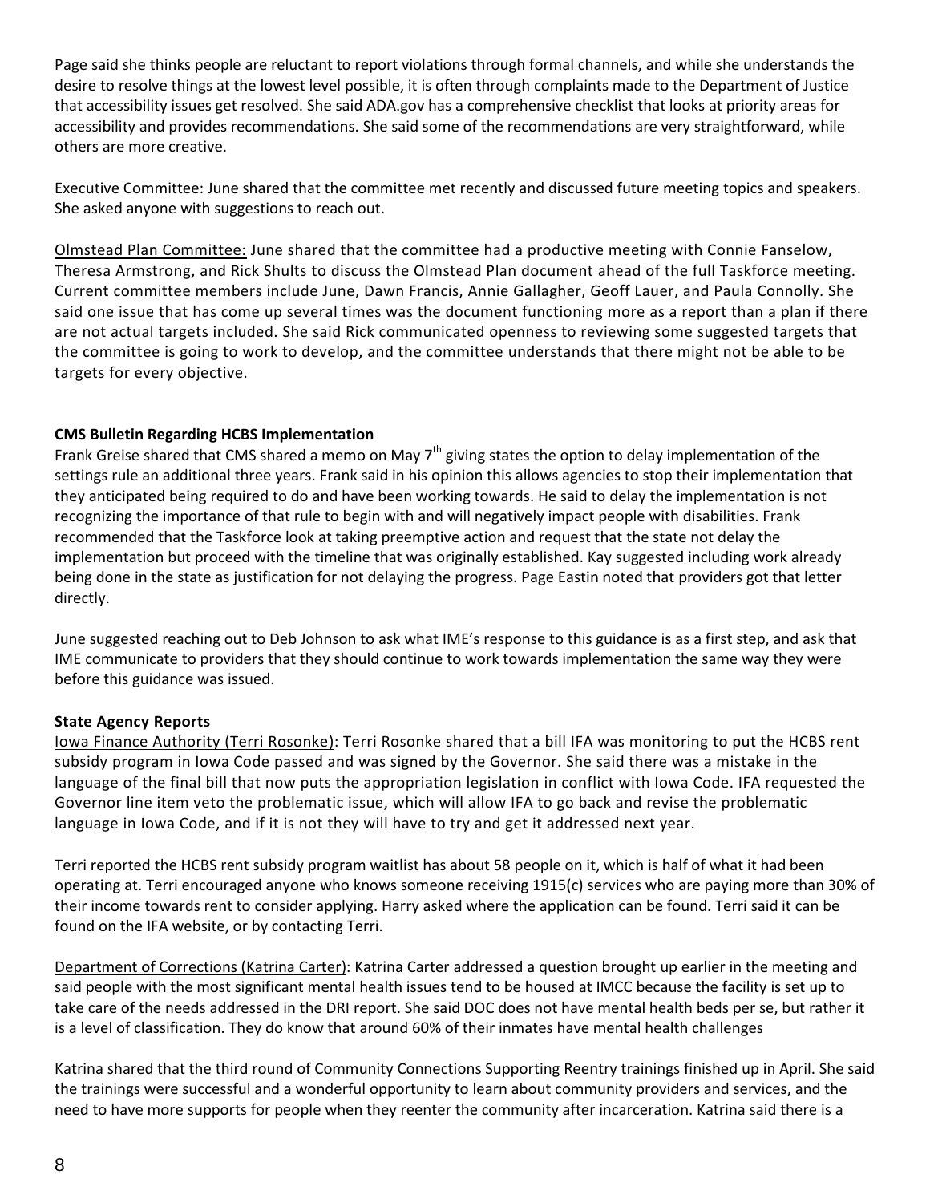Page said she thinks people are reluctant to report violations through formal channels, and while she understands the desire to resolve things at the lowest level possible, it is often through complaints made to the Department of Justice that accessibility issues get resolved. She said ADA.gov has a comprehensive checklist that looks at priority areas for accessibility and provides recommendations. She said some of the recommendations are very straightforward, while others are more creative.

Executive Committee: June shared that the committee met recently and discussed future meeting topics and speakers. She asked anyone with suggestions to reach out.

Olmstead Plan Committee: June shared that the committee had a productive meeting with Connie Fanselow, Theresa Armstrong, and Rick Shults to discuss the Olmstead Plan document ahead of the full Taskforce meeting. Current committee members include June, Dawn Francis, Annie Gallagher, Geoff Lauer, and Paula Connolly. She said one issue that has come up several times was the document functioning more as a report than a plan if there are not actual targets included. She said Rick communicated openness to reviewing some suggested targets that the committee is going to work to develop, and the committee understands that there might not be able to be targets for every objective.

**CMS Bulletin Regarding HCBS Implementation**

Frank Greise shared that CMS shared a memo on May 7th giving states the option to delay implementation of the settings rule an additional three years. Frank said in his opinion this allows agencies to stop their implementation that they anticipated being required to do and have been working towards. He said to delay the implementation is not recognizing the importance of that rule to begin with and will negatively impact people with disabilities. Frank recommended that the Taskforce look at taking preemptive action and request that the state not delay the implementation but proceed with the timeline that was originally established. Kay suggested including work already being done in the state as justification for not delaying the progress. Page Eastin noted that providers got that letter directly.

June suggested reaching out to Deb Johnson to ask what IME's response to this guidance is as a first step, and ask that IME communicate to providers that they should continue to work towards implementation the same way they were before this guidance was issued.

**State Agency Reports**

Iowa Finance Authority (Terri Rosonke): Terri Rosonke shared that a bill IFA was monitoring to put the HCBS rent subsidy program in Iowa Code passed and was signed by the Governor. She said there was a mistake in the language of the final bill that now puts the appropriation legislation in conflict with Iowa Code. IFA requested the Governor line item veto the problematic issue, which will allow IFA to go back and revise the problematic language in Iowa Code, and if it is not they will have to try and get it addressed next year.

Terri reported the HCBS rent subsidy program waitlist has about 58 people on it, which is half of what it had been operating at. Terri encouraged anyone who knows someone receiving 1915(c) services who are paying more than 30% of their income towards rent to consider applying. Harry asked where the application can be found. Terri said it can be found on the IFA website, or by contacting Terri.

Department of Corrections (Katrina Carter): Katrina Carter addressed a question brought up earlier in the meeting and said people with the most significant mental health issues tend to be housed at IMCC because the facility is set up to take care of the needs addressed in the DRI report. She said DOC does not have mental health beds per se, but rather it is a level of classification. They do know that around 60% of their inmates have mental health challenges

Katrina shared that the third round of Community Connections Supporting Reentry trainings finished up in April. She said the trainings were successful and a wonderful opportunity to learn about community providers and services, and the need to have more supports for people when they reenter the community after incarceration. Katrina said there is a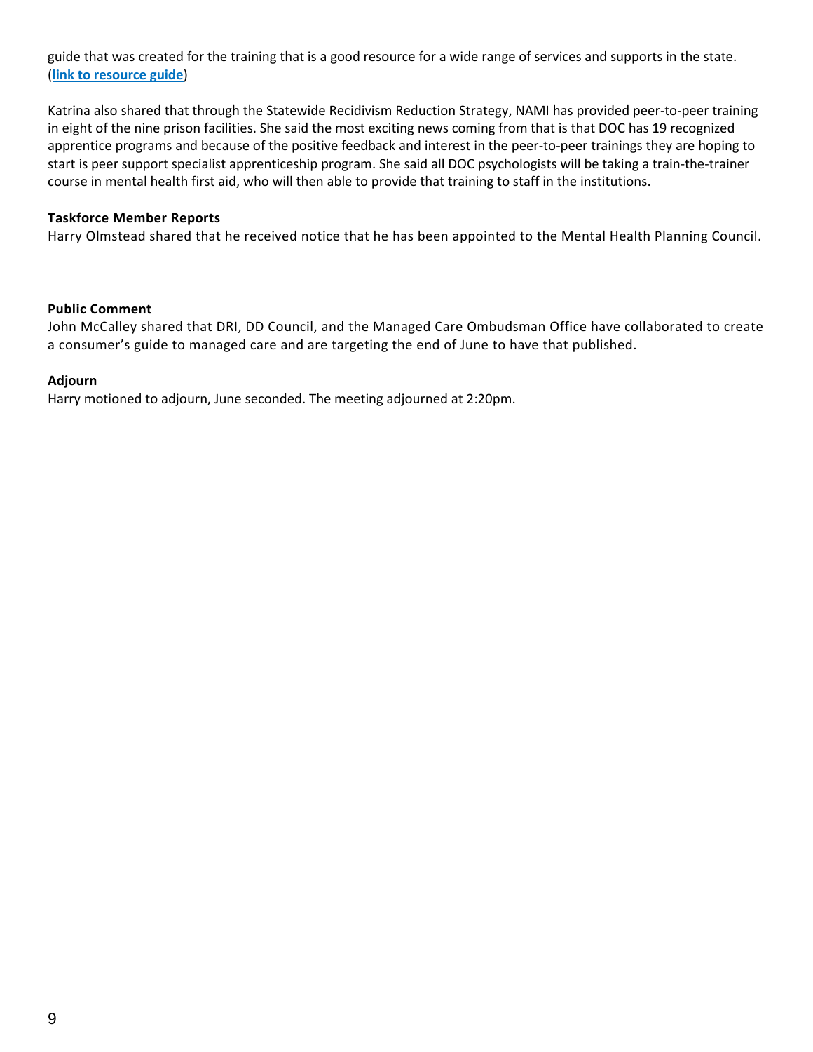guide that was created for the training that is a good resource for a wide range of services and supports in the state. (**link to resource guide**)

Katrina also shared that through the Statewide Recidivism Reduction Strategy, NAMI has provided peer-to-peer training in eight of the nine prison facilities. She said the most exciting news coming from that is that DOC has 19 recognized apprentice programs and because of the positive feedback and interest in the peer-to-peer trainings they are hoping to start is peer support specialist apprenticeship program. She said all DOC psychologists will be taking a train-the-trainer course in mental health first aid, who will then able to provide that training to staff in the institutions.

**Taskforce Member Reports**

Harry Olmstead shared that he received notice that he has been appointed to the Mental Health Planning Council.

**Public Comment**

John McCalley shared that DRI, DD Council, and the Managed Care Ombudsman Office have collaborated to create a consumer's guide to managed care and are targeting the end of June to have that published.

**Adjourn**

Harry motioned to adjourn, June seconded. The meeting adjourned at 2:20pm.